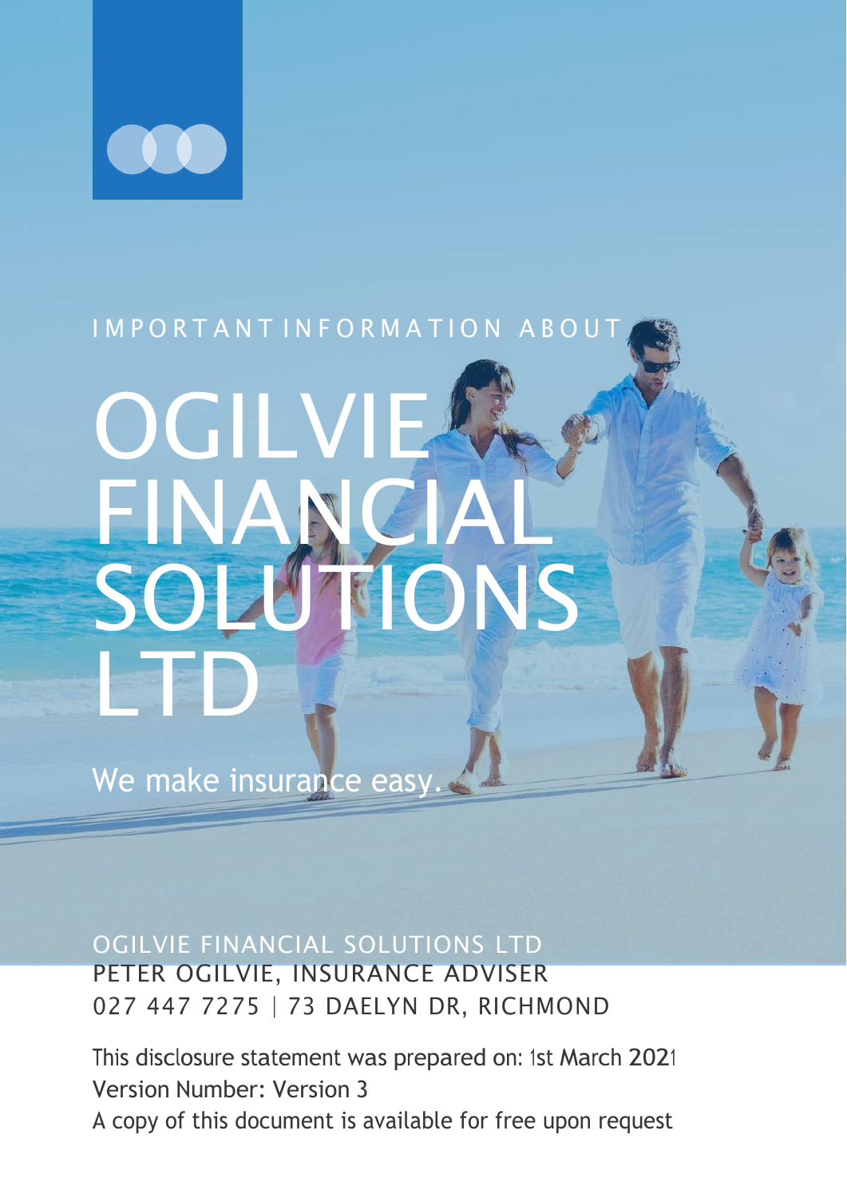IMPORTANT INFORMATION ABOUT

# OGILVIE FINANCIAL SOLUTIONS LTD

We make insurance easy.

OGILVIE FINANCIAL SOLUTIONS LTD
PETER OGILVIE, INSURANCE ADVISER
027 447 7275 | 73 DAELYN DR, RICHMOND

This disclosure statement was prepared on: 1st March 2021
Version Number: Version 3
A copy of this document is available for free upon request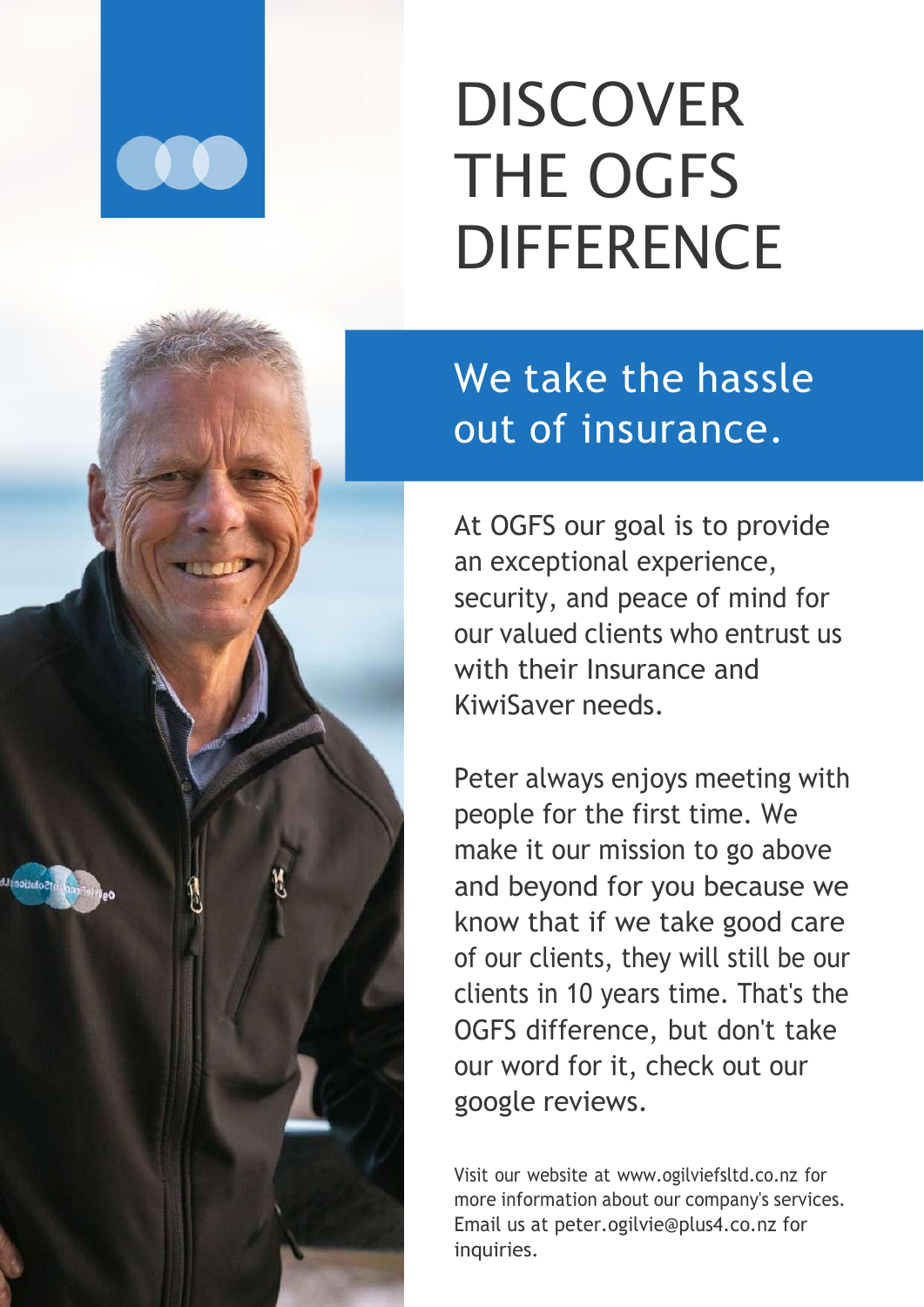# DISCOVER THE OGFS DIFFERENCE

## We take the hassle out of insurance.

At OGFS our goal is to provide an exceptional experience, security, and peace of mind for our valued clients who entrust us with their Insurance and KiwiSaver needs.

Peter always enjoys meeting with people for the first time. We make it our mission to go above and beyond for you because we know that if we take good care of our clients, they will still be our clients in 10 years time. That's the OGFS difference, but don't take our word for it, check out our google reviews.

Visit our website at www.ogilviefsltd.co.nz for more information about our company's services. Email us at peter.ogilvie@plus4.co.nz for inquiries.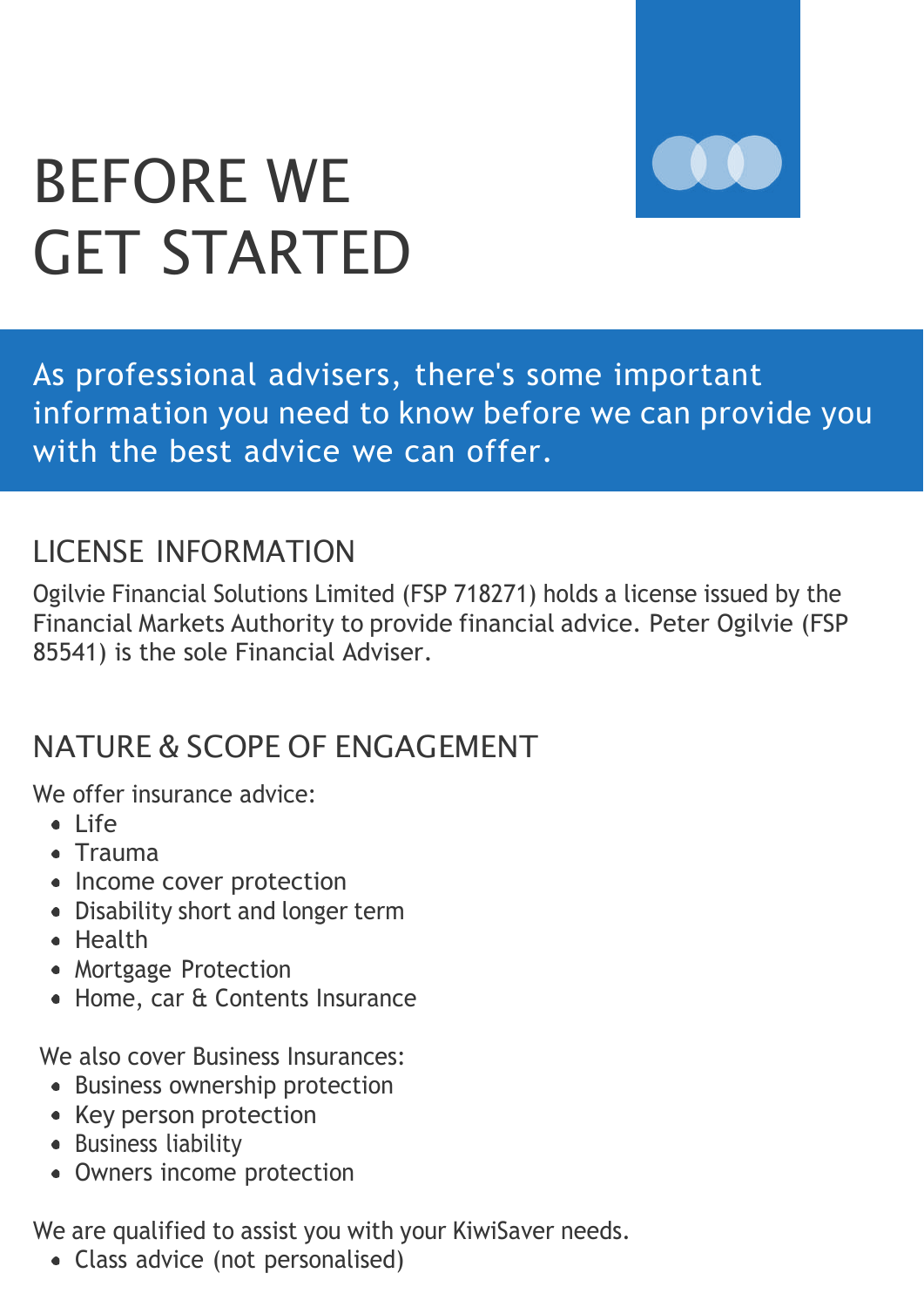# BEFORE WE GET STARTED

As professional advisers, there's some important information you need to know before we can provide you with the best advice we can offer.

## LICENSE INFORMATION

Ogilvie Financial Solutions Limited (FSP 718271) holds a license issued by the Financial Markets Authority to provide financial advice. Peter Ogilvie (FSP 85541) is the sole Financial Adviser.

## NATURE & SCOPE OF ENGAGEMENT

We offer insurance advice:

- Life
- Trauma
- Income cover protection
- Disability short and longer term
- Health
- Mortgage Protection
- Home, car & Contents Insurance

We also cover Business Insurances:

- Business ownership protection
- Key person protection
- Business liability
- Owners income protection

We are qualified to assist you with your KiwiSaver needs.

- Class advice (not personalised)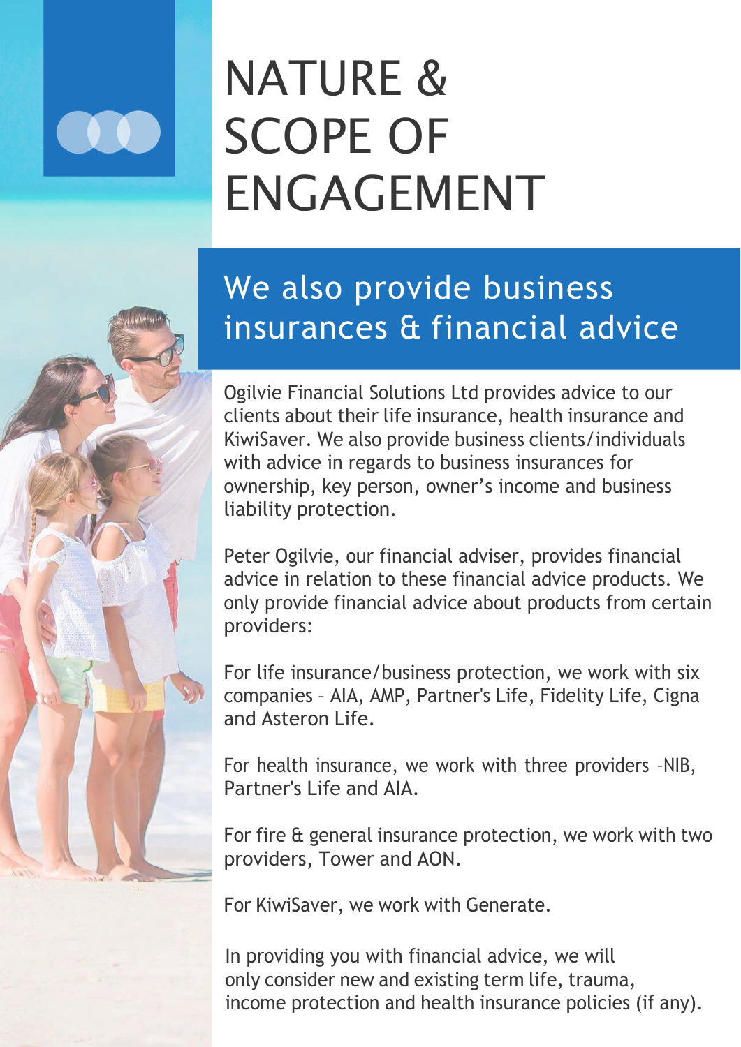# NATURE & SCOPE OF ENGAGEMENT

## We also provide business insurances & financial advice

Ogilvie Financial Solutions Ltd provides advice to our clients about their life insurance, health insurance and KiwiSaver. We also provide business clients/individuals with advice in regards to business insurances for ownership, key person, owner's income and business liability protection.

Peter Ogilvie, our financial adviser, provides financial advice in relation to these financial advice products. We only provide financial advice about products from certain providers:

For life insurance/business protection, we work with six companies – AIA, AMP, Partner's Life, Fidelity Life, Cigna and Asteron Life.

For health insurance, we work with three providers –NIB, Partner's Life and AIA.

For fire & general insurance protection, we work with two providers, Tower and AON.

For KiwiSaver, we work with Generate.

In providing you with financial advice, we will only consider new and existing term life, trauma, income protection and health insurance policies (if any).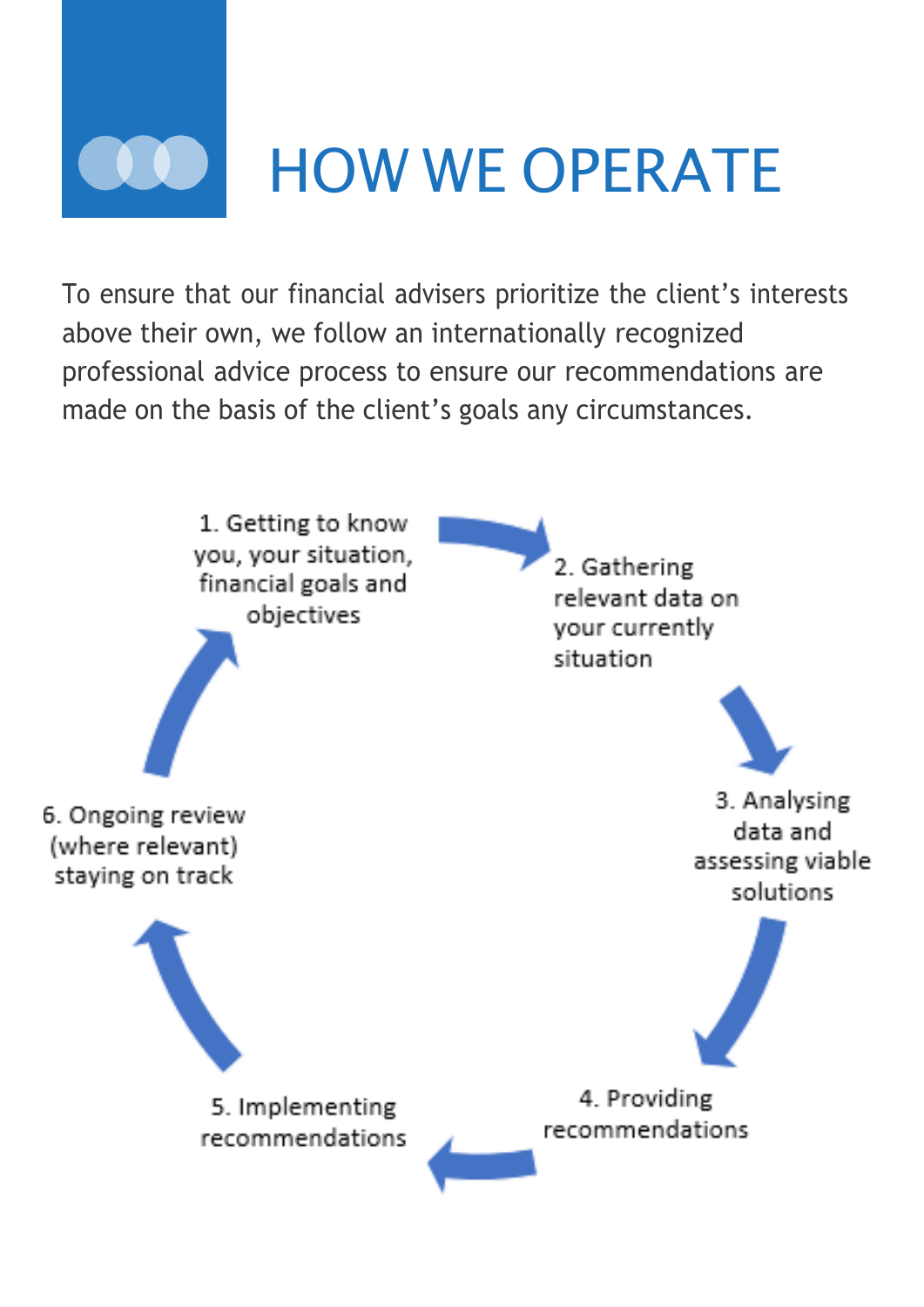# HOW WE OPERATE

To ensure that our financial advisers prioritize the client's interests above their own, we follow an internationally recognized professional advice process to ensure our recommendations are made on the basis of the client's goals any circumstances.

1. Getting to know you, your situation, financial goals and objectives
2. Gathering relevant data on your currently situation
3. Analysing data and assessing viable solutions
4. Providing recommendations
5. Implementing recommendations
6. Ongoing review (where relevant) staying on track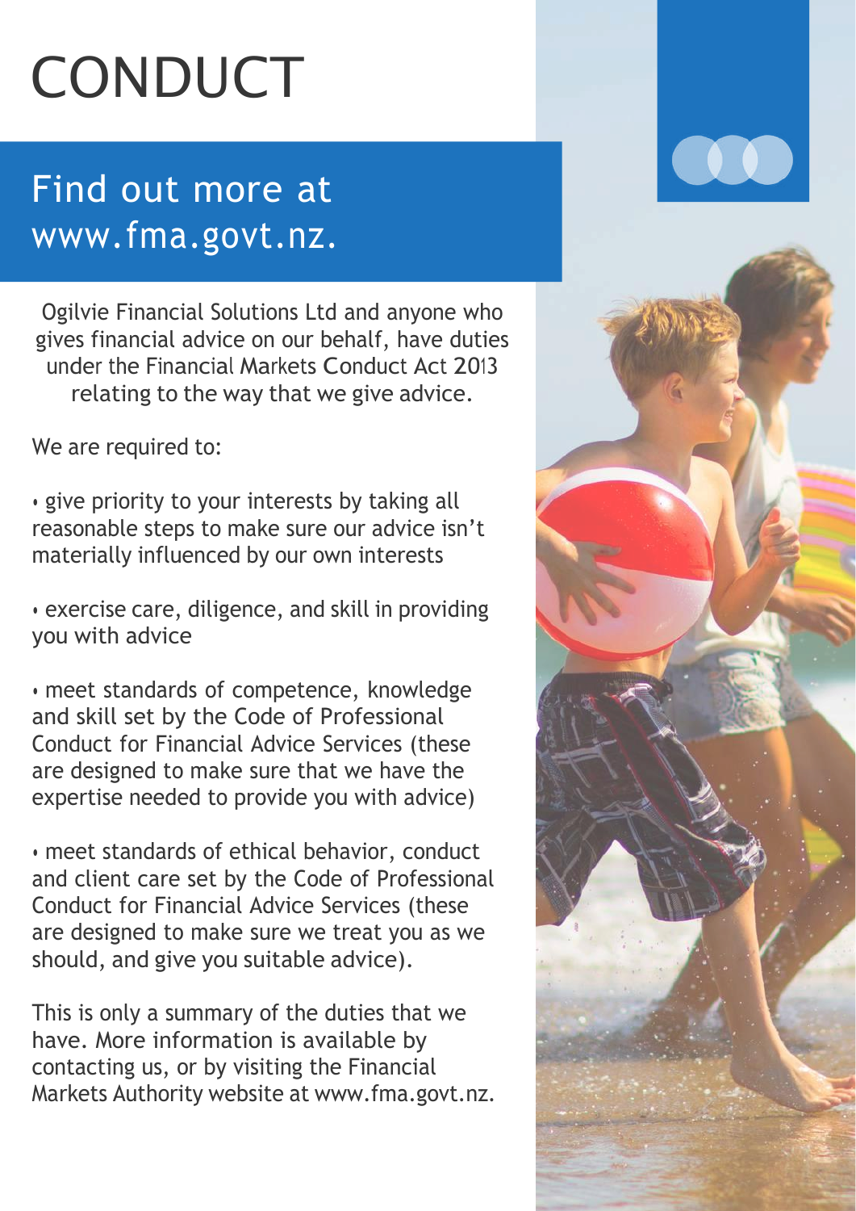# CONDUCT

## Find out more at www.fma.govt.nz.

Ogilvie Financial Solutions Ltd and anyone who gives financial advice on our behalf, have duties under the Financial Markets Conduct Act 2013 relating to the way that we give advice.

We are required to:

- give priority to your interests by taking all reasonable steps to make sure our advice isn't materially influenced by our own interests
- exercise care, diligence, and skill in providing you with advice
- meet standards of competence, knowledge and skill set by the Code of Professional Conduct for Financial Advice Services (these are designed to make sure that we have the expertise needed to provide you with advice)
- meet standards of ethical behavior, conduct and client care set by the Code of Professional Conduct for Financial Advice Services (these are designed to make sure we treat you as we should, and give you suitable advice).

This is only a summary of the duties that we have. More information is available by contacting us, or by visiting the Financial Markets Authority website at www.fma.govt.nz.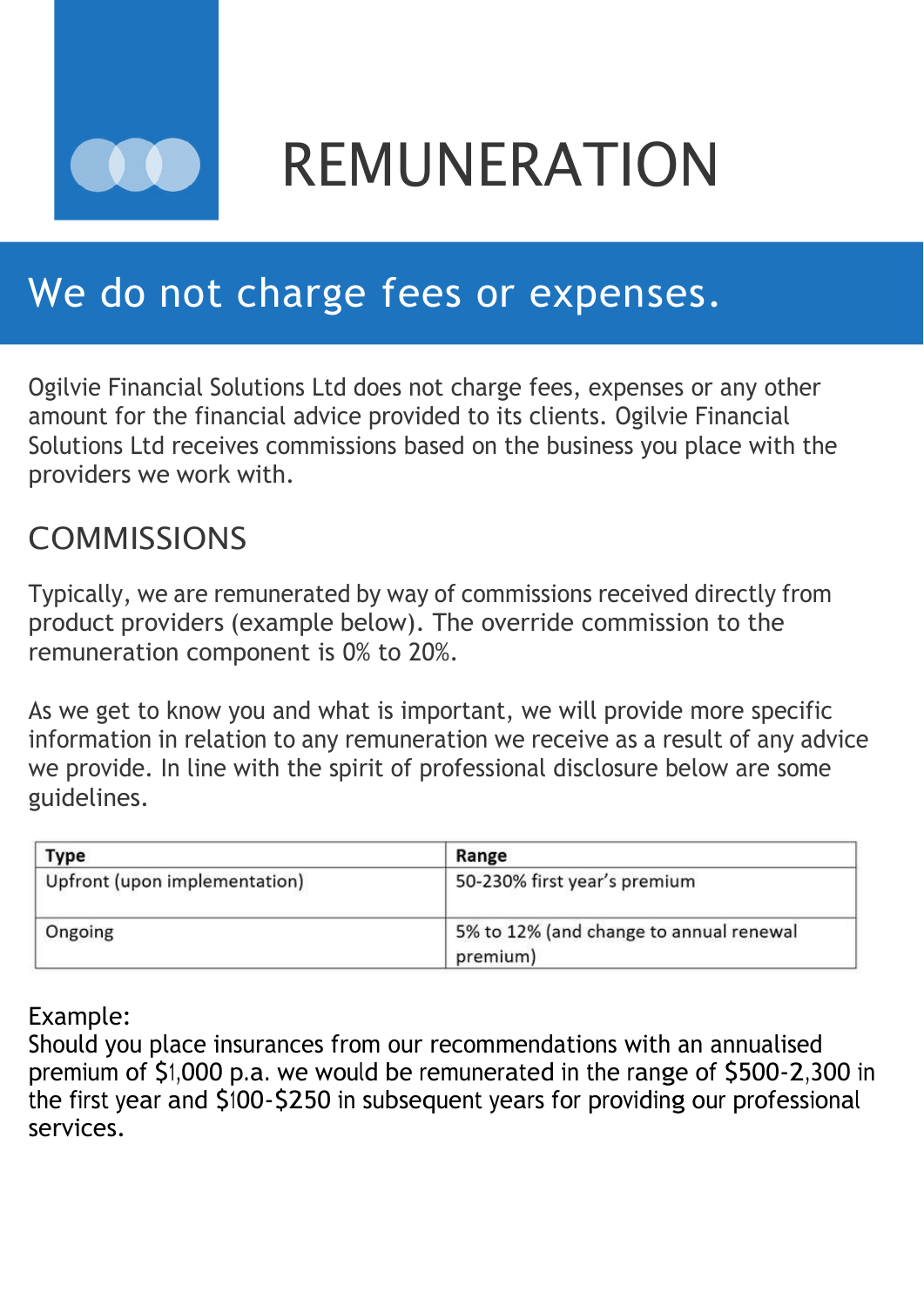# REMUNERATION

## We do not charge fees or expenses.

Ogilvie Financial Solutions Ltd does not charge fees, expenses or any other amount for the financial advice provided to its clients. Ogilvie Financial Solutions Ltd receives commissions based on the business you place with the providers we work with.

## COMMISSIONS

Typically, we are remunerated by way of commissions received directly from product providers (example below). The override commission to the remuneration component is 0% to 20%.

As we get to know you and what is important, we will provide more specific information in relation to any remuneration we receive as a result of any advice we provide. In line with the spirit of professional disclosure below are some guidelines.

| Type | Range |
|---|---|
| Upfront (upon implementation) | 50-230% first year's premium |
| Ongoing | 5% to 12% (and change to annual renewal premium) |

Example:
Should you place insurances from our recommendations with an annualised premium of $1,000 p.a. we would be remunerated in the range of $500-2,300 in the first year and $100-$250 in subsequent years for providing our professional services.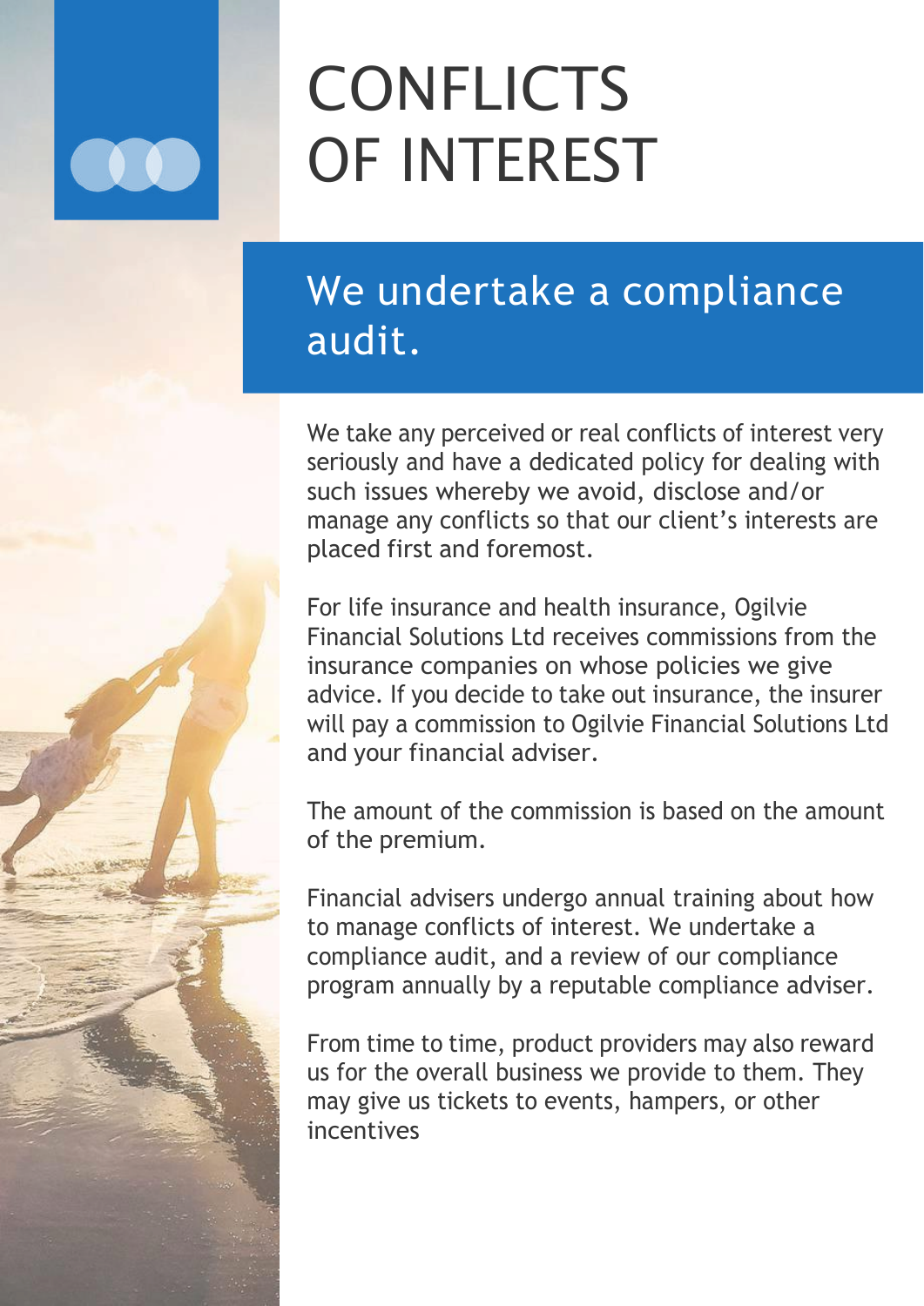# CONFLICTS OF INTEREST

## We undertake a compliance audit.

We take any perceived or real conflicts of interest very seriously and have a dedicated policy for dealing with such issues whereby we avoid, disclose and/or manage any conflicts so that our client's interests are placed first and foremost.

For life insurance and health insurance, Ogilvie Financial Solutions Ltd receives commissions from the insurance companies on whose policies we give advice. If you decide to take out insurance, the insurer will pay a commission to Ogilvie Financial Solutions Ltd and your financial adviser.

The amount of the commission is based on the amount of the premium.

Financial advisers undergo annual training about how to manage conflicts of interest. We undertake a compliance audit, and a review of our compliance program annually by a reputable compliance adviser.

From time to time, product providers may also reward us for the overall business we provide to them. They may give us tickets to events, hampers, or other incentives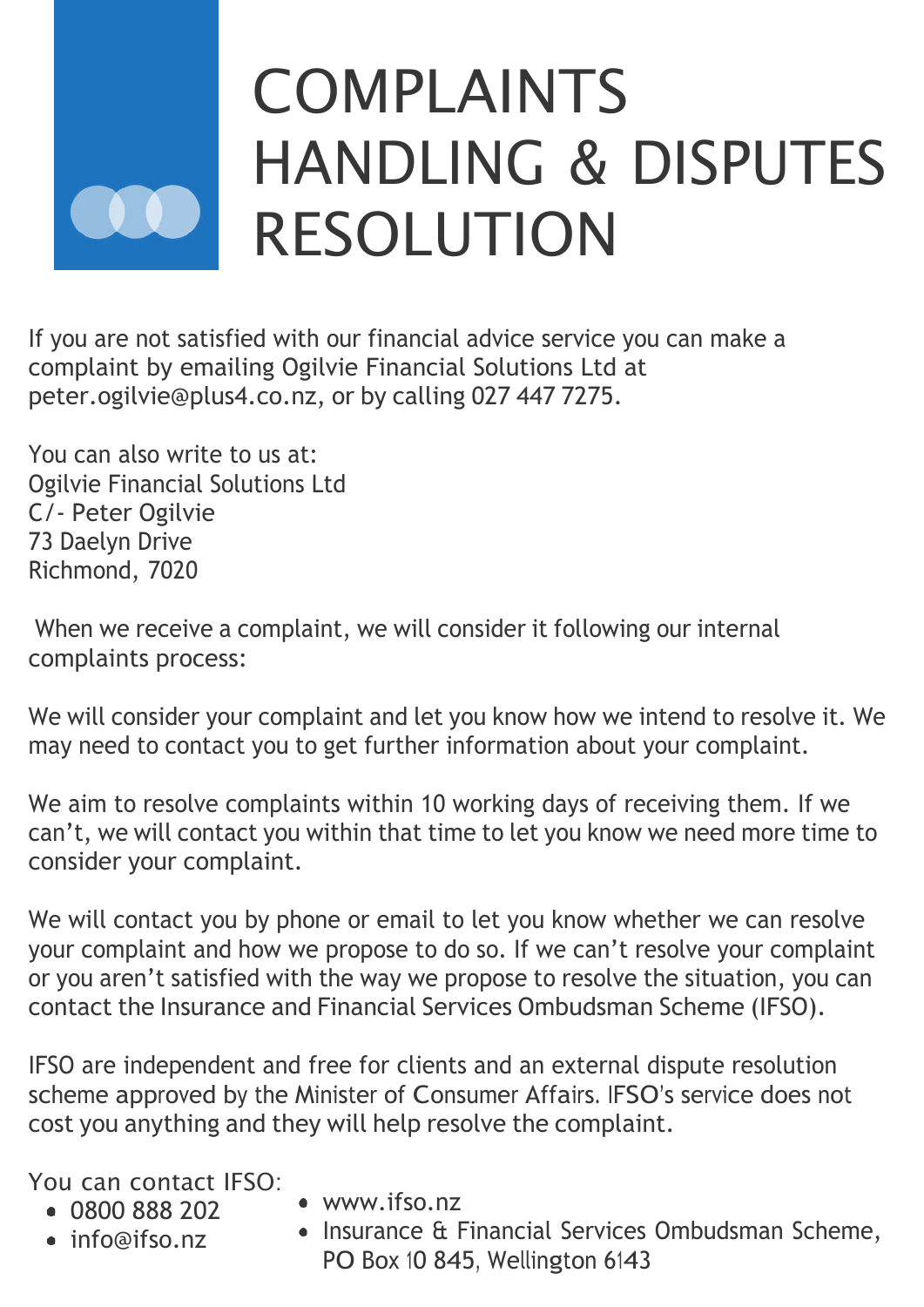# COMPLAINTS HANDLING & DISPUTES RESOLUTION

If you are not satisfied with our financial advice service you can make a complaint by emailing Ogilvie Financial Solutions Ltd at peter.ogilvie@plus4.co.nz, or by calling 027 447 7275.

You can also write to us at:
Ogilvie Financial Solutions Ltd
C/- Peter Ogilvie
73 Daelyn Drive
Richmond, 7020

When we receive a complaint, we will consider it following our internal complaints process:

We will consider your complaint and let you know how we intend to resolve it. We may need to contact you to get further information about your complaint.

We aim to resolve complaints within 10 working days of receiving them. If we can't, we will contact you within that time to let you know we need more time to consider your complaint.

We will contact you by phone or email to let you know whether we can resolve your complaint and how we propose to do so. If we can't resolve your complaint or you aren't satisfied with the way we propose to resolve the situation, you can contact the Insurance and Financial Services Ombudsman Scheme (IFSO).

IFSO are independent and free for clients and an external dispute resolution scheme approved by the Minister of Consumer Affairs. IFSO's service does not cost you anything and they will help resolve the complaint.

You can contact IFSO:

- 0800 888 202
- info@ifso.nz
- www.ifso.nz
- Insurance & Financial Services Ombudsman Scheme, PO Box 10 845, Wellington 6143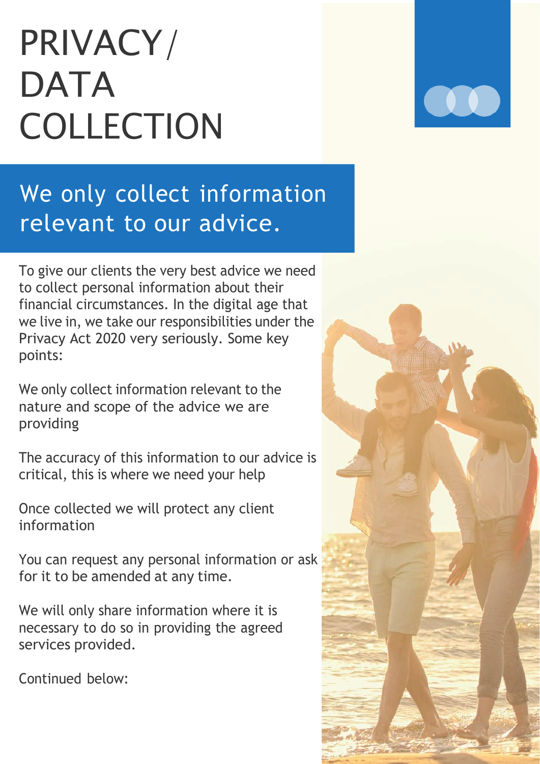# PRIVACY / DATA COLLECTION

## We only collect information relevant to our advice.

To give our clients the very best advice we need to collect personal information about their financial circumstances. In the digital age that we live in, we take our responsibilities under the Privacy Act 2020 very seriously. Some key points:

We only collect information relevant to the nature and scope of the advice we are providing

The accuracy of this information to our advice is critical, this is where we need your help

Once collected we will protect any client information

You can request any personal information or ask for it to be amended at any time.

We will only share information where it is necessary to do so in providing the agreed services provided.

Continued below: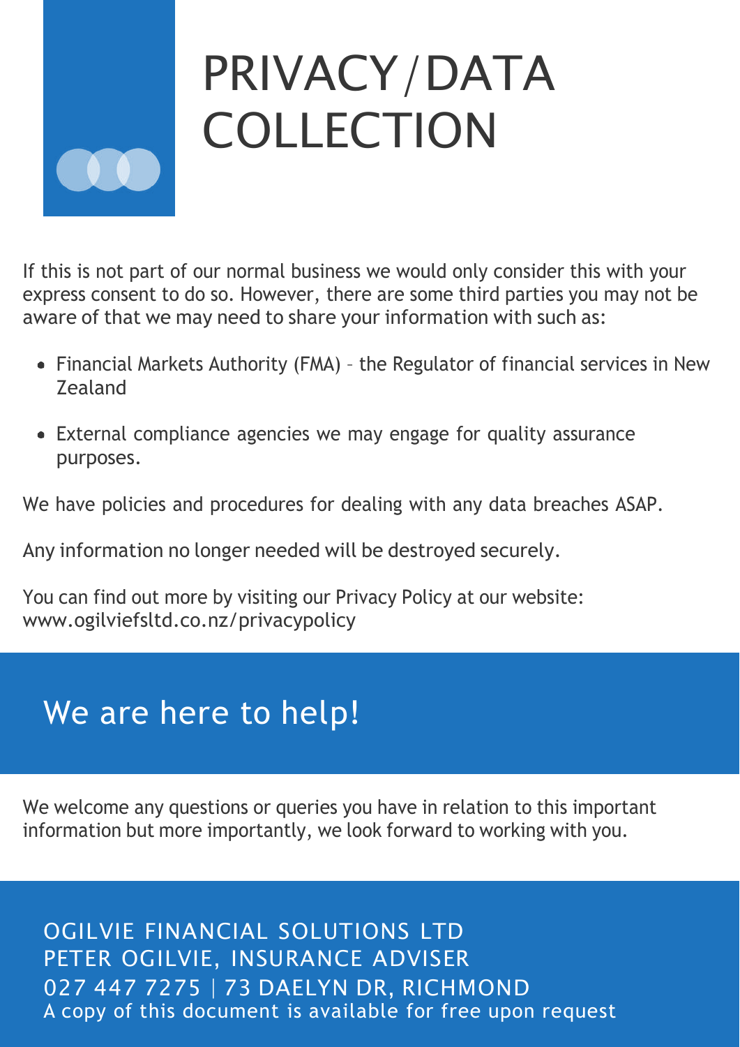# PRIVACY/DATA COLLECTION

If this is not part of our normal business we would only consider this with your express consent to do so. However, there are some third parties you may not be aware of that we may need to share your information with such as:

- Financial Markets Authority (FMA) – the Regulator of financial services in New Zealand
- External compliance agencies we may engage for quality assurance purposes.

We have policies and procedures for dealing with any data breaches ASAP.

Any information no longer needed will be destroyed securely.

You can find out more by visiting our Privacy Policy at our website: www.ogilviefsltd.co.nz/privacypolicy

## We are here to help!

We welcome any questions or queries you have in relation to this important information but more importantly, we look forward to working with you.

OGILVIE FINANCIAL SOLUTIONS LTD
PETER OGILVIE, INSURANCE ADVISER
027 447 7275 | 73 DAELYN DR, RICHMOND
A copy of this document is available for free upon request